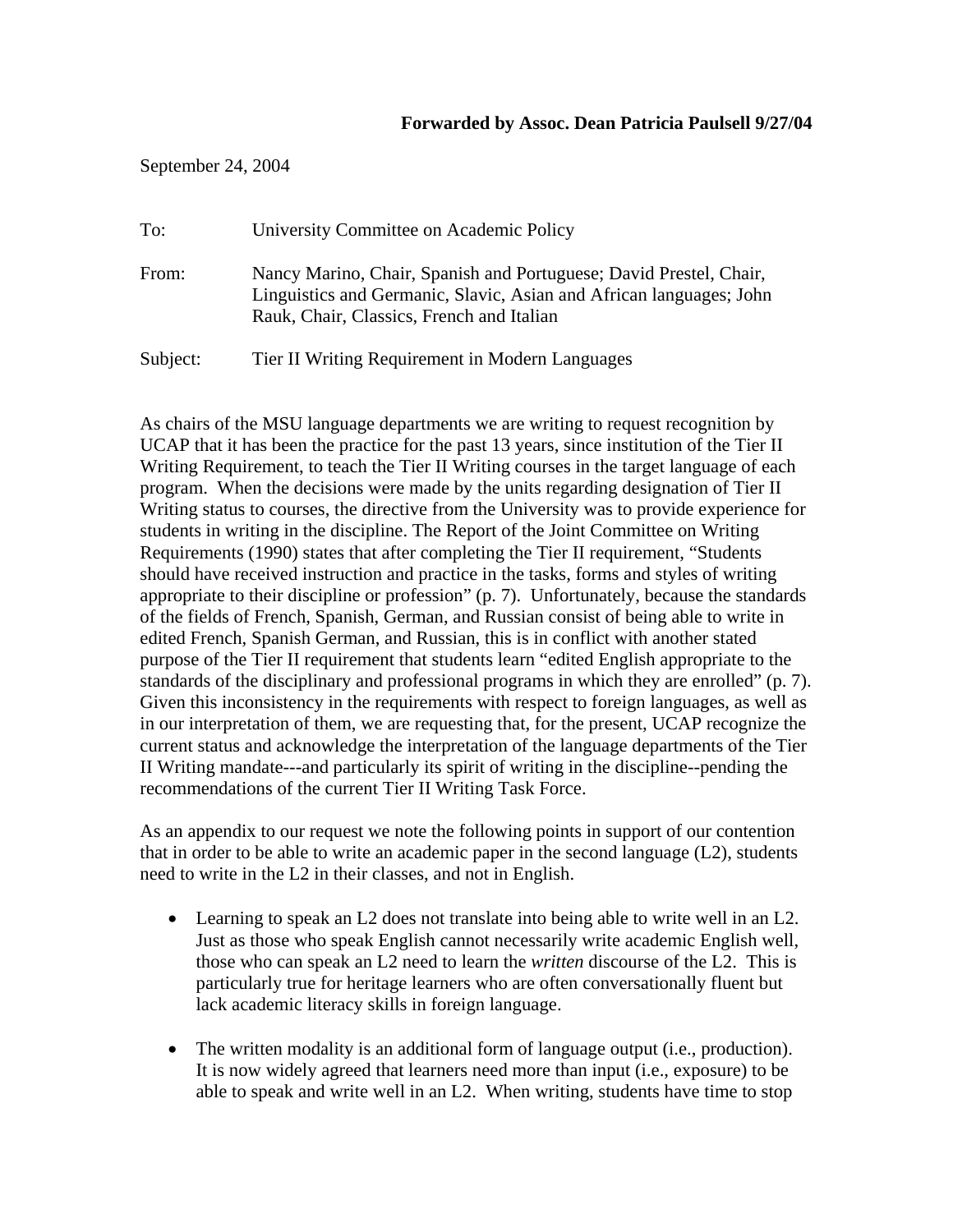**Forwarded by Assoc. Dean Patricia Paulsell 9/27/04**

September 24, 2004

To: University Committee on Academic Policy

From: Nancy Marino, Chair, Spanish and Portuguese; David Prestel, Chair, Linguistics and Germanic, Slavic, Asian and African languages; John Rauk, Chair, Classics, French and Italian

Subject: Tier II Writing Requirement in Modern Languages

As chairs of the MSU language departments we are writing to request recognition by UCAP that it has been the practice for the past 13 years, since institution of the Tier II Writing Requirement, to teach the Tier II Writing courses in the target language of each program. When the decisions were made by the units regarding designation of Tier II Writing status to courses, the directive from the University was to provide experience for students in writing in the discipline. The Report of the Joint Committee on Writing Requirements (1990) states that after completing the Tier II requirement, "Students should have received instruction and practice in the tasks, forms and styles of writing appropriate to their discipline or profession" (p. 7). Unfortunately, because the standards of the fields of French, Spanish, German, and Russian consist of being able to write in edited French, Spanish German, and Russian, this is in conflict with another stated purpose of the Tier II requirement that students learn "edited English appropriate to the standards of the disciplinary and professional programs in which they are enrolled" (p. 7). Given this inconsistency in the requirements with respect to foreign languages, as well as in our interpretation of them, we are requesting that, for the present, UCAP recognize the current status and acknowledge the interpretation of the language departments of the Tier II Writing mandate---and particularly its spirit of writing in the discipline--pending the recommendations of the current Tier II Writing Task Force.

As an appendix to our request we note the following points in support of our contention that in order to be able to write an academic paper in the second language (L2), students need to write in the L2 in their classes, and not in English.

- Learning to speak an L2 does not translate into being able to write well in an L2. Just as those who speak English cannot necessarily write academic English well, those who can speak an L2 need to learn the *written* discourse of the L2. This is particularly true for heritage learners who are often conversationally fluent but lack academic literacy skills in foreign language.

- The written modality is an additional form of language output (i.e., production). It is now widely agreed that learners need more than input (i.e., exposure) to be able to speak and write well in an L2. When writing, students have time to stop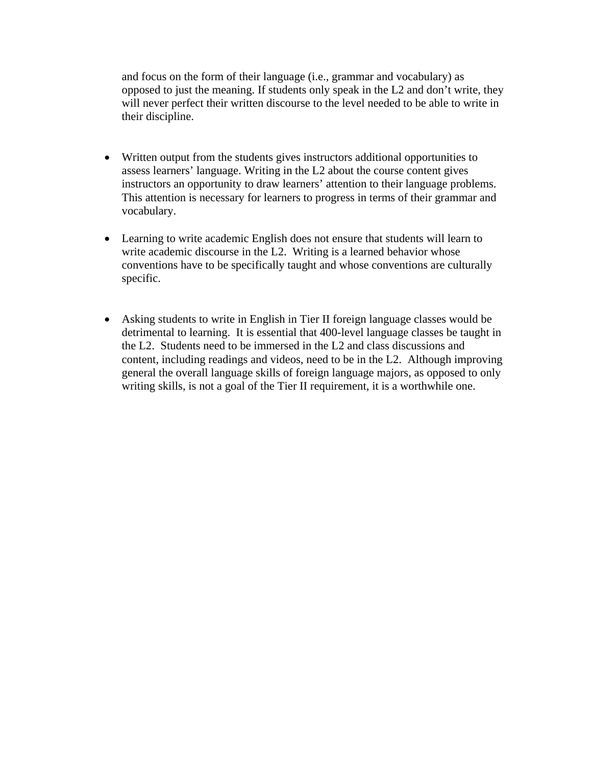and focus on the form of their language (i.e., grammar and vocabulary) as opposed to just the meaning. If students only speak in the L2 and don't write, they will never perfect their written discourse to the level needed to be able to write in their discipline.

- Written output from the students gives instructors additional opportunities to assess learners' language. Writing in the L2 about the course content gives instructors an opportunity to draw learners' attention to their language problems. This attention is necessary for learners to progress in terms of their grammar and vocabulary.

- Learning to write academic English does not ensure that students will learn to write academic discourse in the L2. Writing is a learned behavior whose conventions have to be specifically taught and whose conventions are culturally specific.

- Asking students to write in English in Tier II foreign language classes would be detrimental to learning. It is essential that 400-level language classes be taught in the L2. Students need to be immersed in the L2 and class discussions and content, including readings and videos, need to be in the L2. Although improving general the overall language skills of foreign language majors, as opposed to only writing skills, is not a goal of the Tier II requirement, it is a worthwhile one.